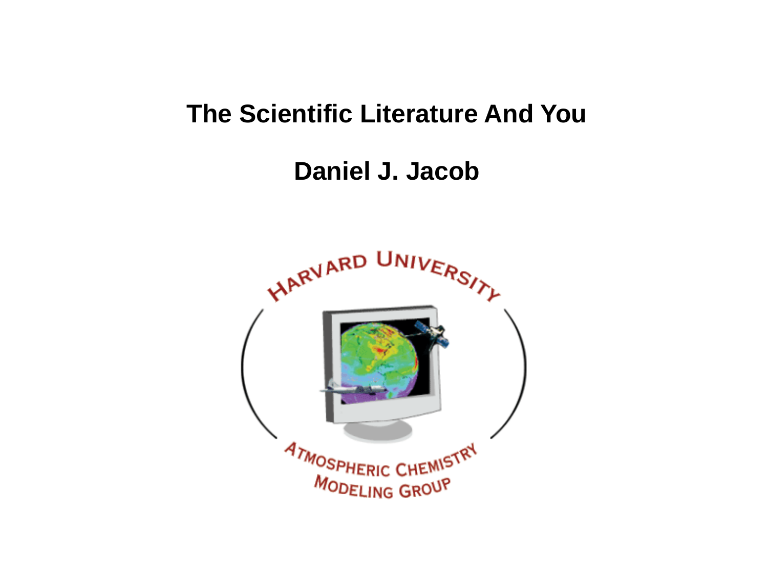# The Scientific Literature And You

## Daniel J. Jacob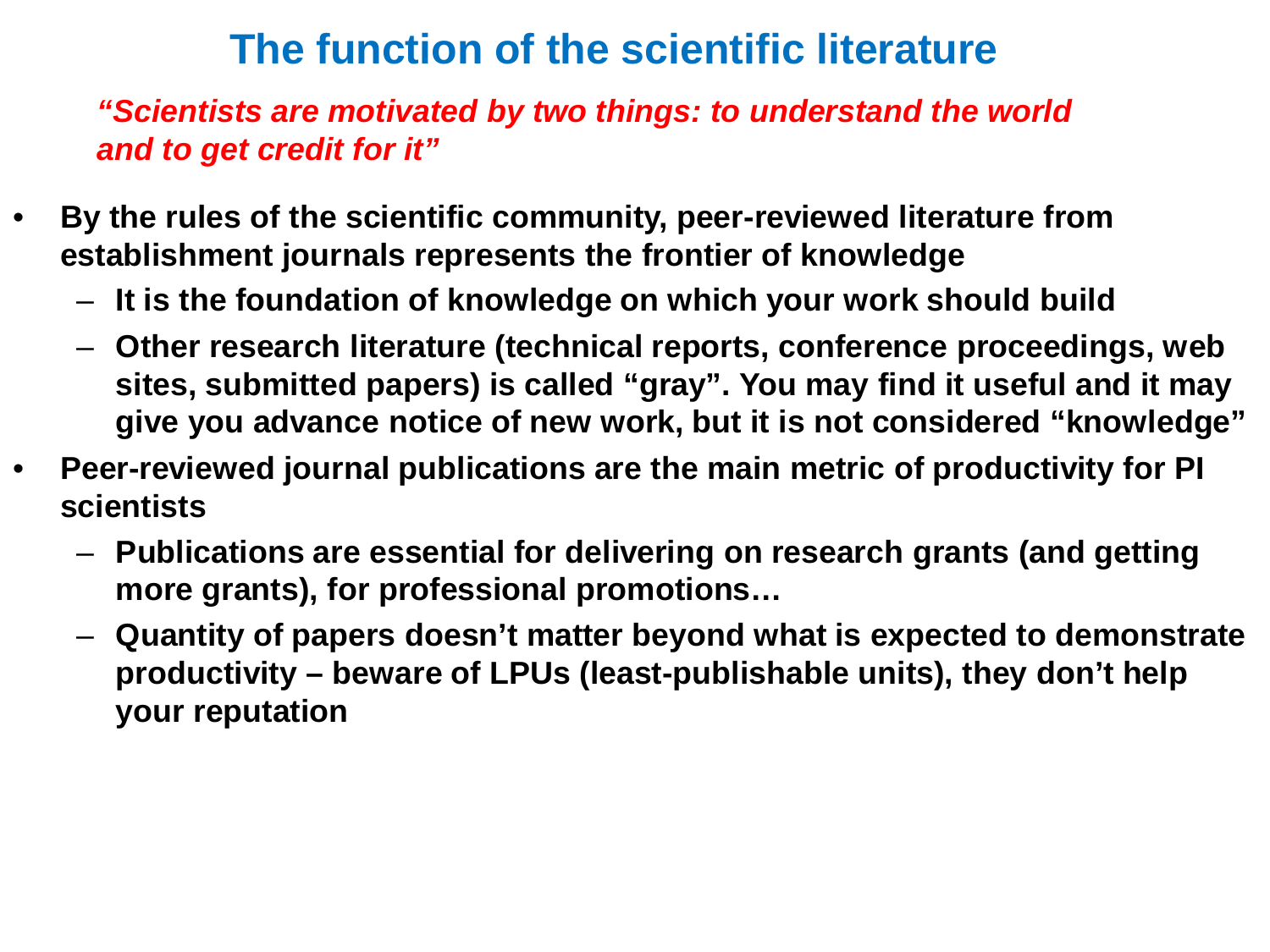# The function of the scientific literature

*"Scientists are motivated by two things: to understand the world and to get credit for it"*

- **By the rules of the scientific community, peer-reviewed literature from establishment journals represents the frontier of knowledge**
  - **It is the foundation of knowledge on which your work should build**
  - **Other research literature (technical reports, conference proceedings, web sites, submitted papers) is called "gray". You may find it useful and it may give you advance notice of new work, but it is not considered "knowledge"**
- **Peer-reviewed journal publications are the main metric of productivity for PI scientists**
  - **Publications are essential for delivering on research grants (and getting more grants), for professional promotions…**
  - **Quantity of papers doesn't matter beyond what is expected to demonstrate productivity – beware of LPUs (least-publishable units), they don't help your reputation**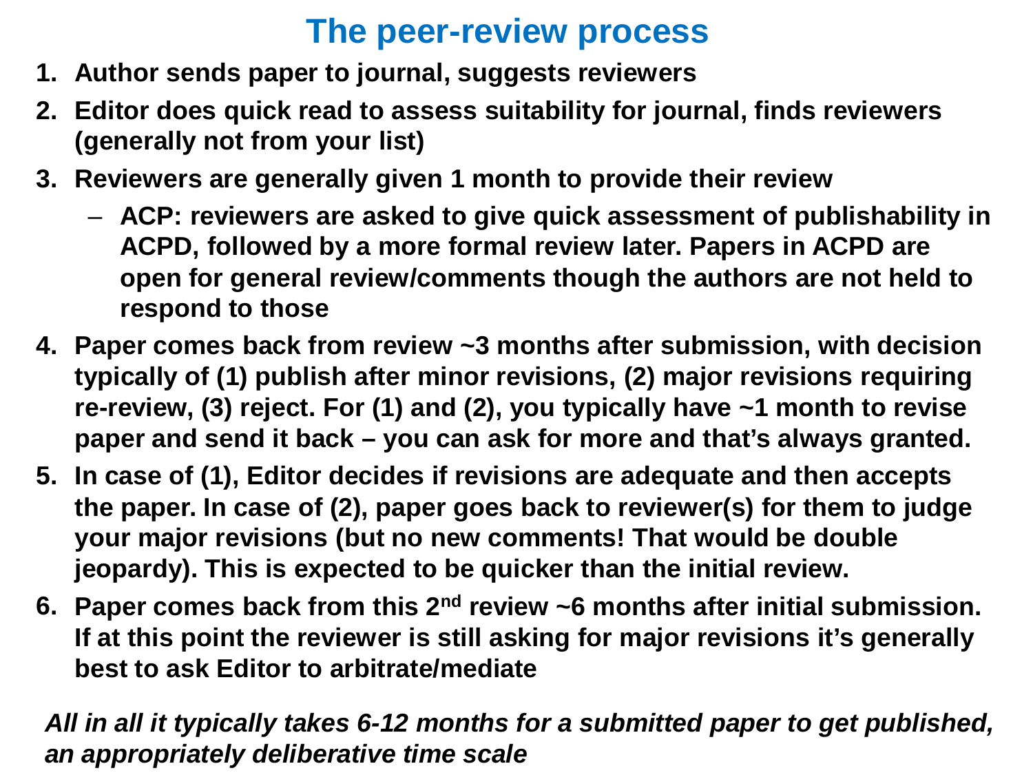# The peer-review process

1. **Author sends paper to journal, suggests reviewers**
2. **Editor does quick read to assess suitability for journal, finds reviewers (generally not from your list)**
3. **Reviewers are generally given 1 month to provide their review**
   - **ACP: reviewers are asked to give quick assessment of publishability in ACPD, followed by a more formal review later. Papers in ACPD are open for general review/comments though the authors are not held to respond to those**
4. **Paper comes back from review ~3 months after submission, with decision typically of (1) publish after minor revisions, (2) major revisions requiring re-review, (3) reject. For (1) and (2), you typically have ~1 month to revise paper and send it back – you can ask for more and that's always granted.**
5. **In case of (1), Editor decides if revisions are adequate and then accepts the paper. In case of (2), paper goes back to reviewer(s) for them to judge your major revisions (but no new comments! That would be double jeopardy). This is expected to be quicker than the initial review.**
6. **Paper comes back from this 2$^{nd}$ review ~6 months after initial submission. If at this point the reviewer is still asking for major revisions it's generally best to ask Editor to arbitrate/mediate**

***All in all it typically takes 6-12 months for a submitted paper to get published, an appropriately deliberative time scale***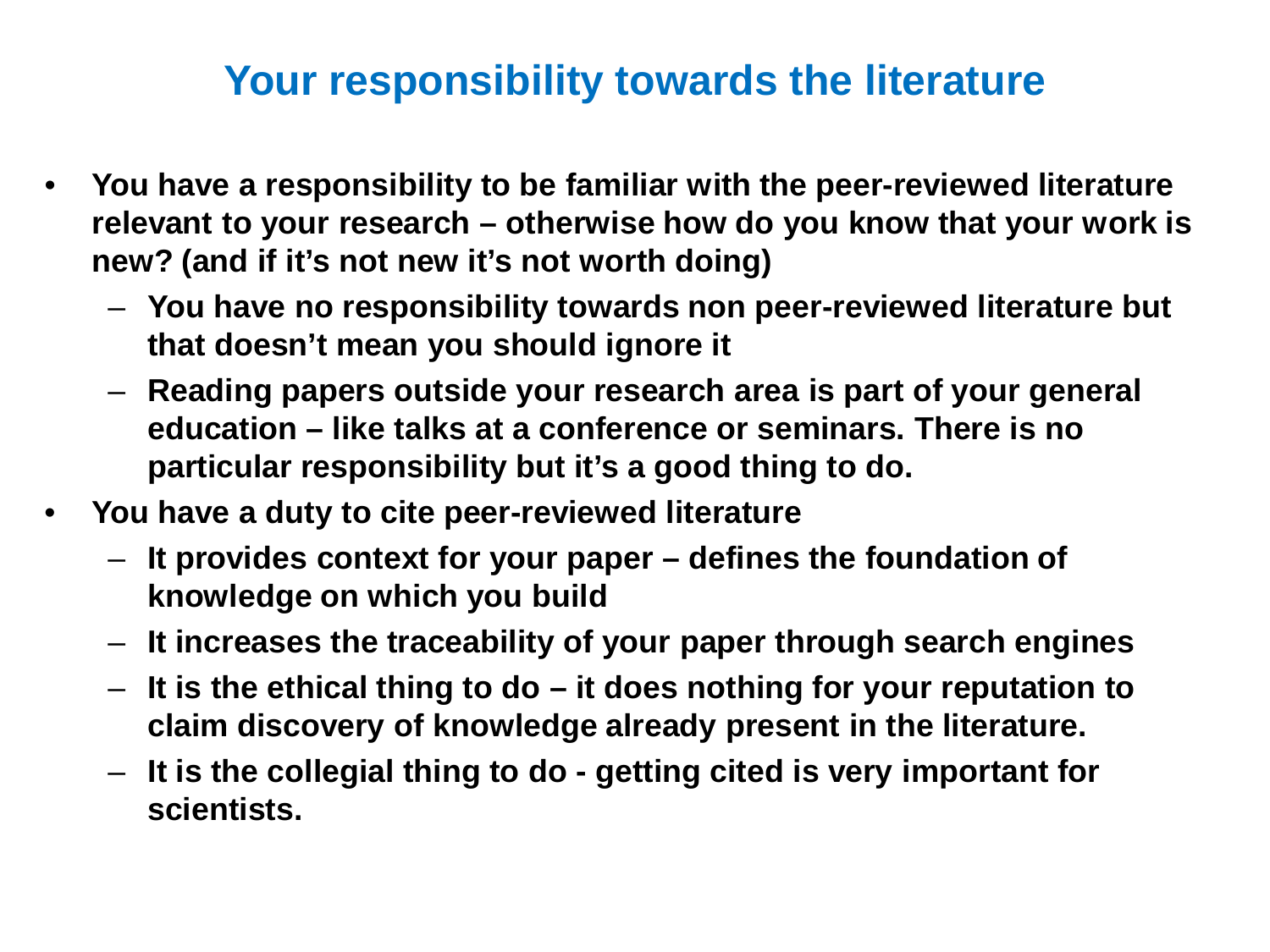## Your responsibility towards the literature

- **You have a responsibility to be familiar with the peer-reviewed literature relevant to your research – otherwise how do you know that your work is new? (and if it's not new it's not worth doing)**
  - **You have no responsibility towards non peer-reviewed literature but that doesn't mean you should ignore it**
  - **Reading papers outside your research area is part of your general education – like talks at a conference or seminars. There is no particular responsibility but it's a good thing to do.**
- **You have a duty to cite peer-reviewed literature**
  - **It provides context for your paper – defines the foundation of knowledge on which you build**
  - **It increases the traceability of your paper through search engines**
  - **It is the ethical thing to do – it does nothing for your reputation to claim discovery of knowledge already present in the literature.**
  - **It is the collegial thing to do - getting cited is very important for scientists.**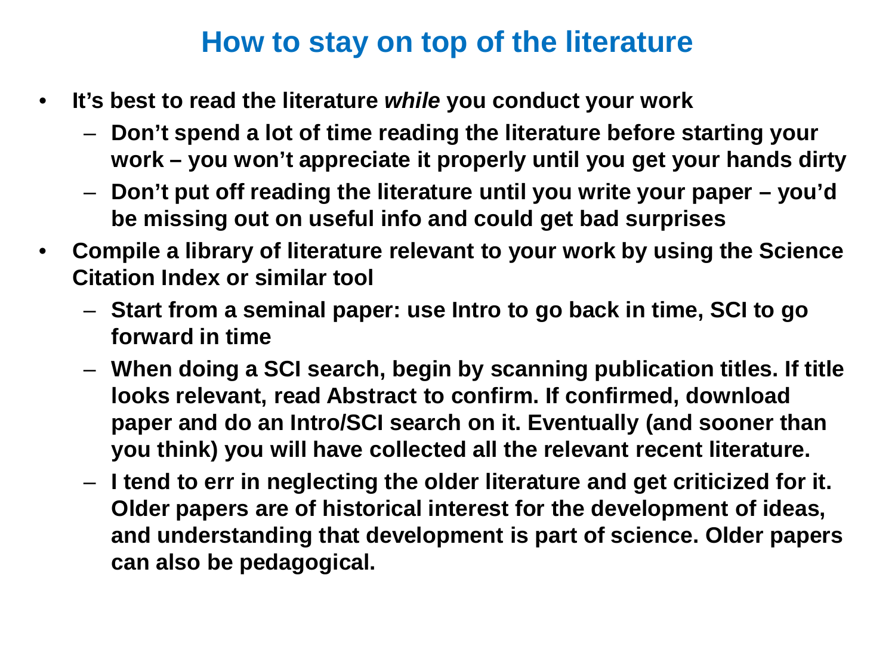# How to stay on top of the literature

- **It's best to read the literature *while* you conduct your work**
  - **Don't spend a lot of time reading the literature before starting your work – you won't appreciate it properly until you get your hands dirty**
  - **Don't put off reading the literature until you write your paper – you'd be missing out on useful info and could get bad surprises**
- **Compile a library of literature relevant to your work by using the Science Citation Index or similar tool**
  - **Start from a seminal paper: use Intro to go back in time, SCI to go forward in time**
  - **When doing a SCI search, begin by scanning publication titles. If title looks relevant, read Abstract to confirm. If confirmed, download paper and do an Intro/SCI search on it. Eventually (and sooner than you think) you will have collected all the relevant recent literature.**
  - **I tend to err in neglecting the older literature and get criticized for it. Older papers are of historical interest for the development of ideas, and understanding that development is part of science. Older papers can also be pedagogical.**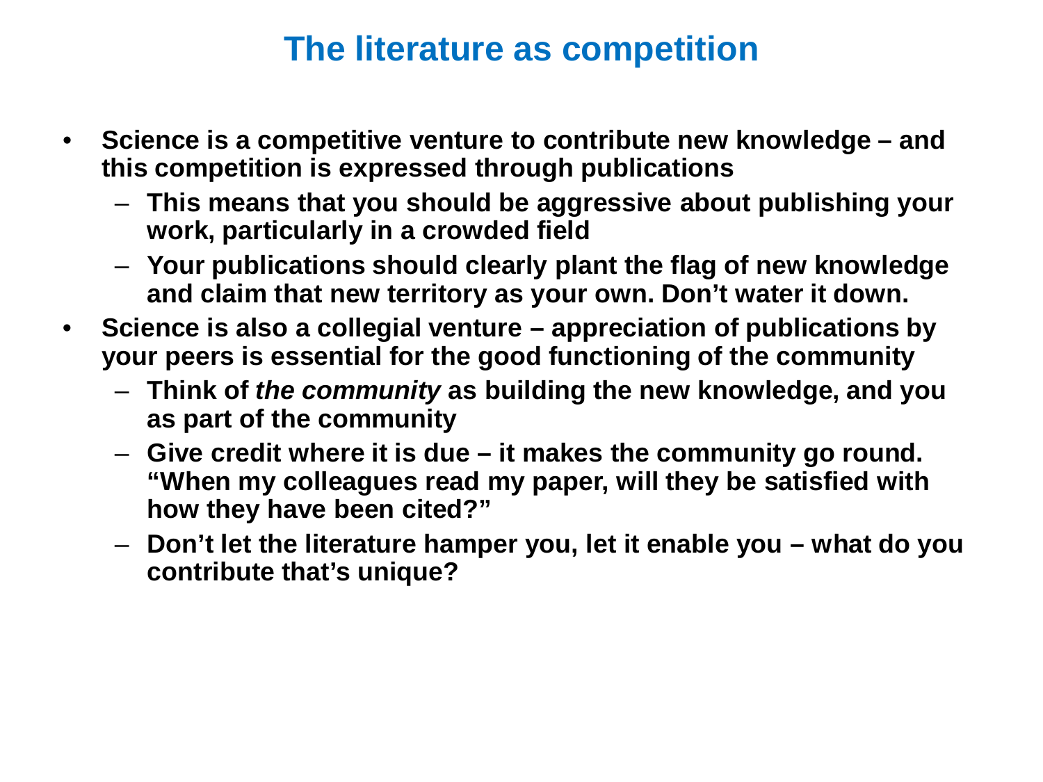# The literature as competition

- **Science is a competitive venture to contribute new knowledge – and this competition is expressed through publications**
  - **This means that you should be aggressive about publishing your work, particularly in a crowded field**
  - **Your publications should clearly plant the flag of new knowledge and claim that new territory as your own. Don't water it down.**
- **Science is also a collegial venture – appreciation of publications by your peers is essential for the good functioning of the community**
  - **Think of *the community* as building the new knowledge, and you as part of the community**
  - **Give credit where it is due – it makes the community go round. "When my colleagues read my paper, will they be satisfied with how they have been cited?"**
  - **Don't let the literature hamper you, let it enable you – what do you contribute that's unique?**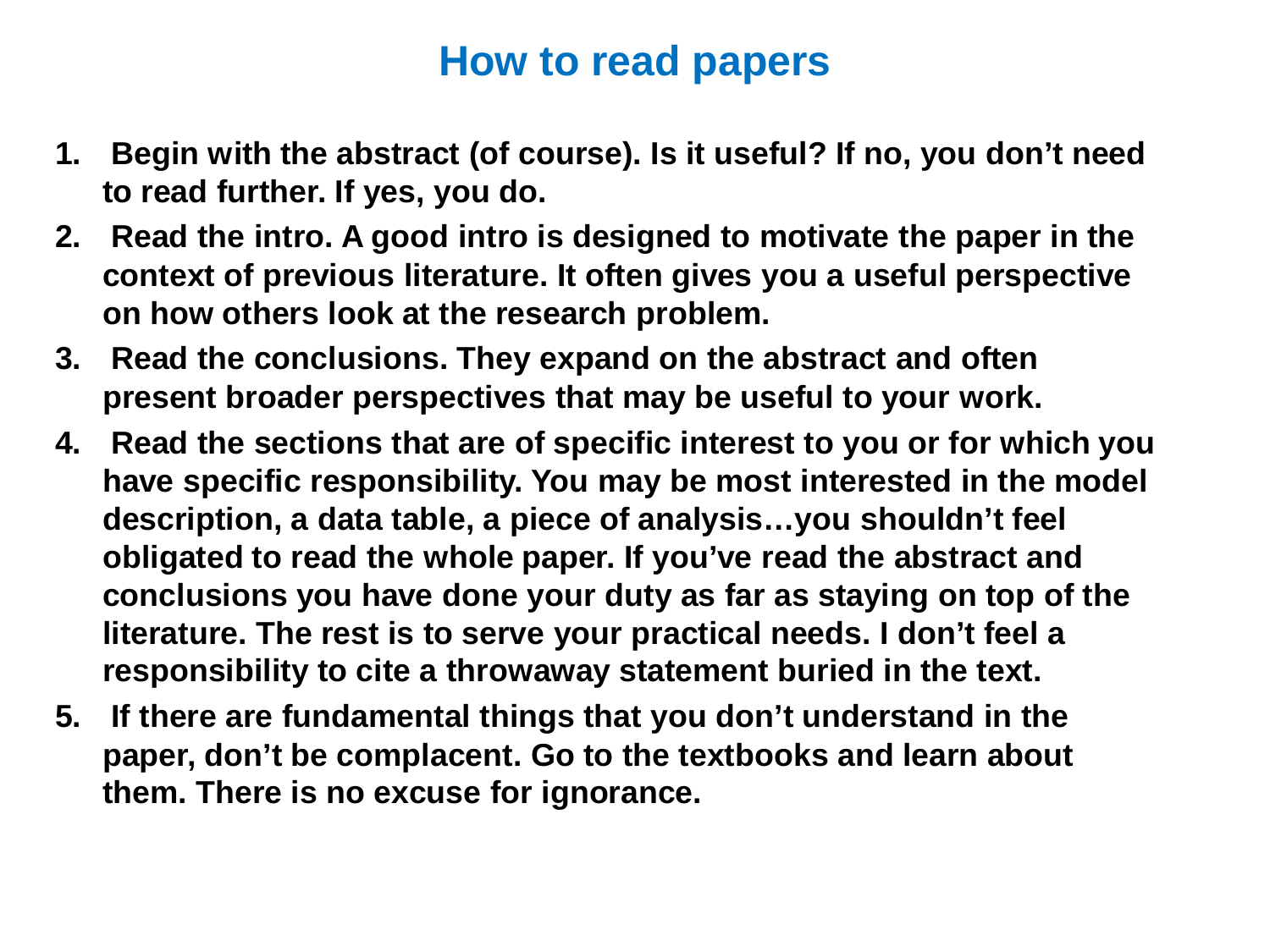# How to read papers

1. **Begin with the abstract (of course). Is it useful? If no, you don't need to read further. If yes, you do.**
2. **Read the intro. A good intro is designed to motivate the paper in the context of previous literature. It often gives you a useful perspective on how others look at the research problem.**
3. **Read the conclusions. They expand on the abstract and often present broader perspectives that may be useful to your work.**
4. **Read the sections that are of specific interest to you or for which you have specific responsibility. You may be most interested in the model description, a data table, a piece of analysis…you shouldn't feel obligated to read the whole paper. If you've read the abstract and conclusions you have done your duty as far as staying on top of the literature. The rest is to serve your practical needs. I don't feel a responsibility to cite a throwaway statement buried in the text.**
5. **If there are fundamental things that you don't understand in the paper, don't be complacent. Go to the textbooks and learn about them. There is no excuse for ignorance.**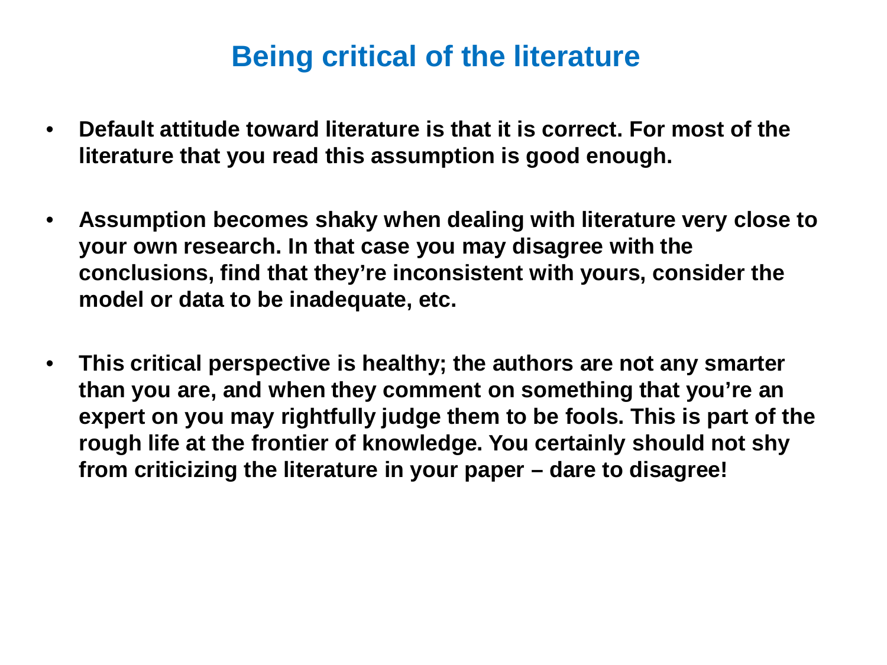# Being critical of the literature

- **Default attitude toward literature is that it is correct. For most of the literature that you read this assumption is good enough.**

- **Assumption becomes shaky when dealing with literature very close to your own research. In that case you may disagree with the conclusions, find that they're inconsistent with yours, consider the model or data to be inadequate, etc.**

- **This critical perspective is healthy; the authors are not any smarter than you are, and when they comment on something that you're an expert on you may rightfully judge them to be fools. This is part of the rough life at the frontier of knowledge. You certainly should not shy from criticizing the literature in your paper – dare to disagree!**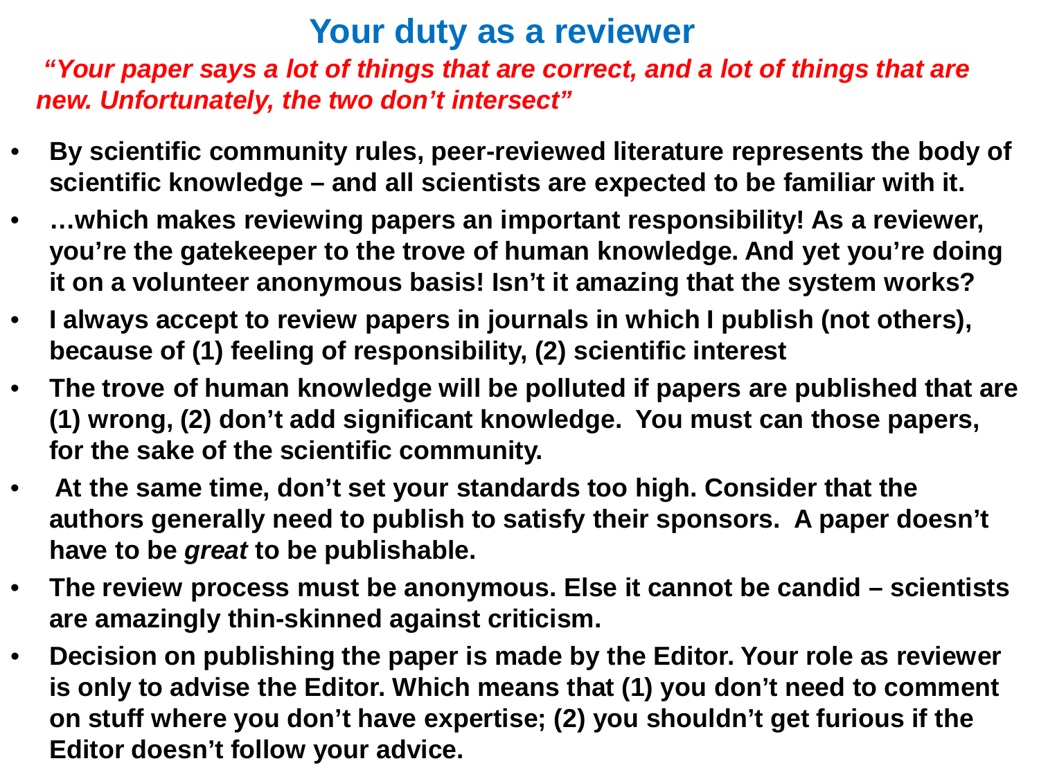# Your duty as a reviewer

***"Your paper says a lot of things that are correct, and a lot of things that are new. Unfortunately, the two don't intersect"***

- **By scientific community rules, peer-reviewed literature represents the body of scientific knowledge – and all scientists are expected to be familiar with it.**
- **…which makes reviewing papers an important responsibility! As a reviewer, you're the gatekeeper to the trove of human knowledge. And yet you're doing it on a volunteer anonymous basis! Isn't it amazing that the system works?**
- **I always accept to review papers in journals in which I publish (not others), because of (1) feeling of responsibility, (2) scientific interest**
- **The trove of human knowledge will be polluted if papers are published that are (1) wrong, (2) don't add significant knowledge. You must can those papers, for the sake of the scientific community.**
- **At the same time, don't set your standards too high. Consider that the authors generally need to publish to satisfy their sponsors. A paper doesn't have to be *great* to be publishable.**
- **The review process must be anonymous. Else it cannot be candid – scientists are amazingly thin-skinned against criticism.**
- **Decision on publishing the paper is made by the Editor. Your role as reviewer is only to advise the Editor. Which means that (1) you don't need to comment on stuff where you don't have expertise; (2) you shouldn't get furious if the Editor doesn't follow your advice.**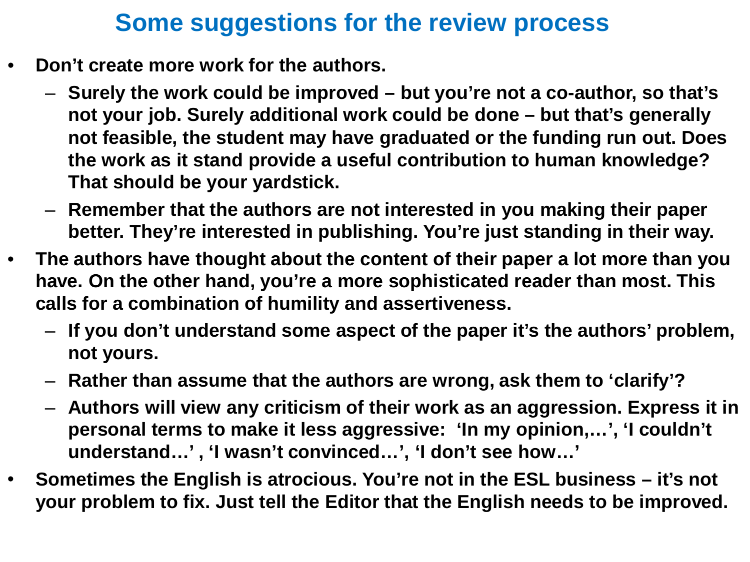# Some suggestions for the review process

- **Don't create more work for the authors.**
  - **Surely the work could be improved – but you're not a co-author, so that's not your job. Surely additional work could be done – but that's generally not feasible, the student may have graduated or the funding run out. Does the work as it stand provide a useful contribution to human knowledge? That should be your yardstick.**
  - **Remember that the authors are not interested in you making their paper better. They're interested in publishing. You're just standing in their way.**
- **The authors have thought about the content of their paper a lot more than you have. On the other hand, you're a more sophisticated reader than most. This calls for a combination of humility and assertiveness.**
  - **If you don't understand some aspect of the paper it's the authors' problem, not yours.**
  - **Rather than assume that the authors are wrong, ask them to 'clarify'?**
  - **Authors will view any criticism of their work as an aggression. Express it in personal terms to make it less aggressive: 'In my opinion,…', 'I couldn't understand…' , 'I wasn't convinced…', 'I don't see how…'**
- **Sometimes the English is atrocious. You're not in the ESL business – it's not your problem to fix. Just tell the Editor that the English needs to be improved.**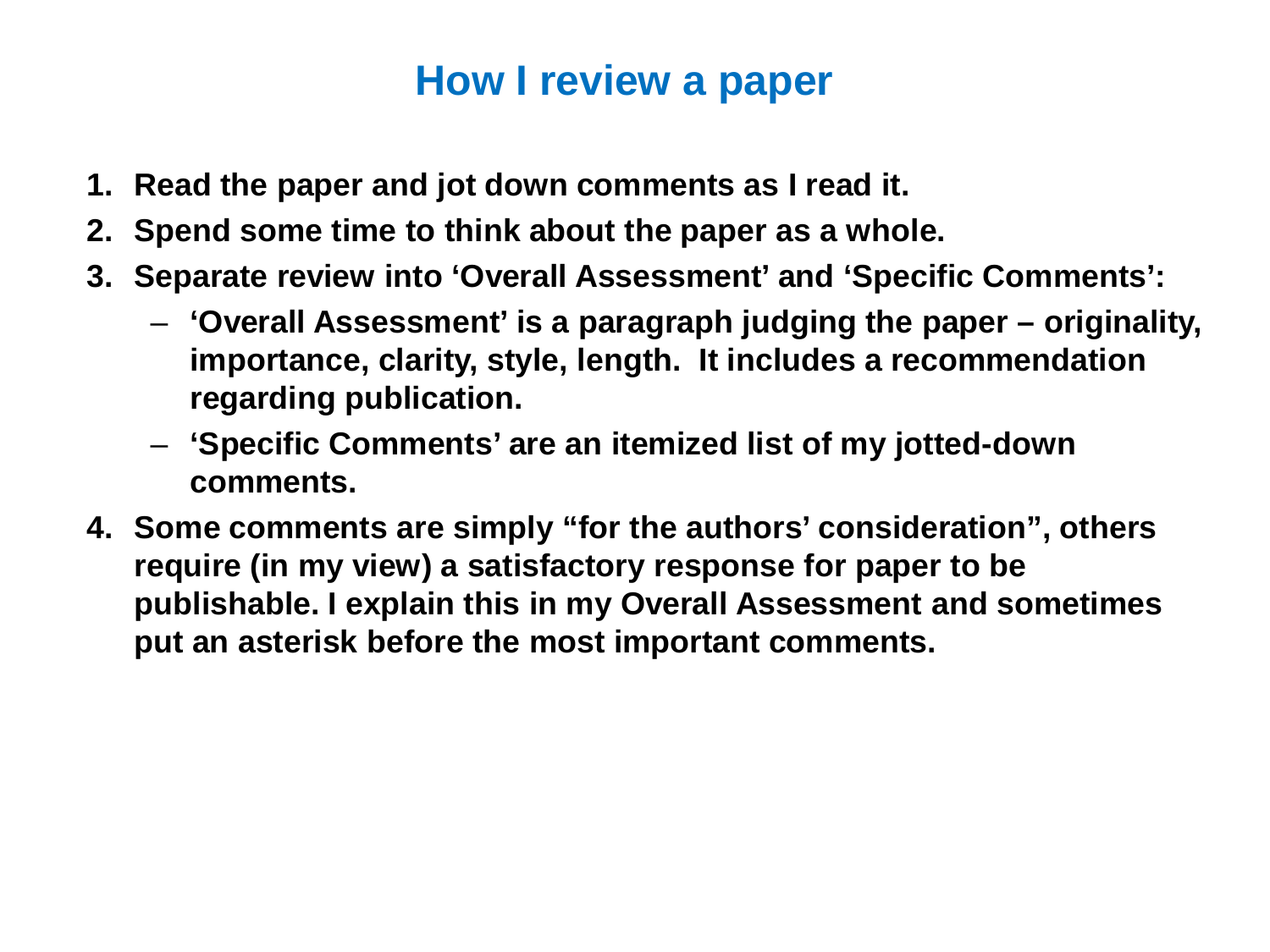# How I review a paper

1. **Read the paper and jot down comments as I read it.**
2. **Spend some time to think about the paper as a whole.**
3. **Separate review into 'Overall Assessment' and 'Specific Comments':**
   - **'Overall Assessment' is a paragraph judging the paper – originality, importance, clarity, style, length. It includes a recommendation regarding publication.**
   - **'Specific Comments' are an itemized list of my jotted-down comments.**
4. **Some comments are simply "for the authors' consideration", others require (in my view) a satisfactory response for paper to be publishable. I explain this in my Overall Assessment and sometimes put an asterisk before the most important comments.**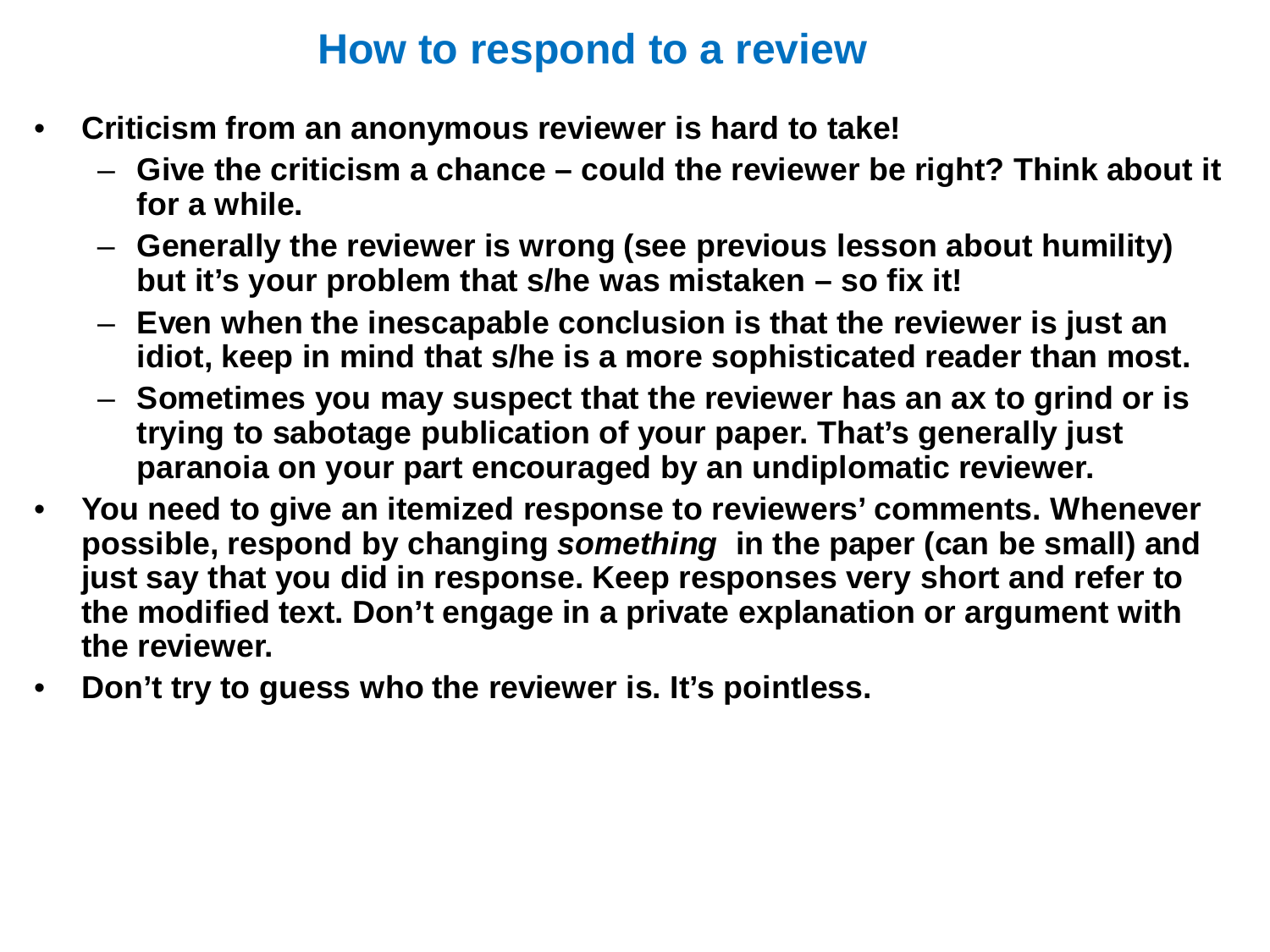# How to respond to a review

- **Criticism from an anonymous reviewer is hard to take!**
  - **Give the criticism a chance – could the reviewer be right? Think about it for a while.**
  - **Generally the reviewer is wrong (see previous lesson about humility) but it's your problem that s/he was mistaken – so fix it!**
  - **Even when the inescapable conclusion is that the reviewer is just an idiot, keep in mind that s/he is a more sophisticated reader than most.**
  - **Sometimes you may suspect that the reviewer has an ax to grind or is trying to sabotage publication of your paper. That's generally just paranoia on your part encouraged by an undiplomatic reviewer.**
- **You need to give an itemized response to reviewers' comments. Whenever possible, respond by changing *something* in the paper (can be small) and just say that you did in response. Keep responses very short and refer to the modified text. Don't engage in a private explanation or argument with the reviewer.**
- **Don't try to guess who the reviewer is. It's pointless.**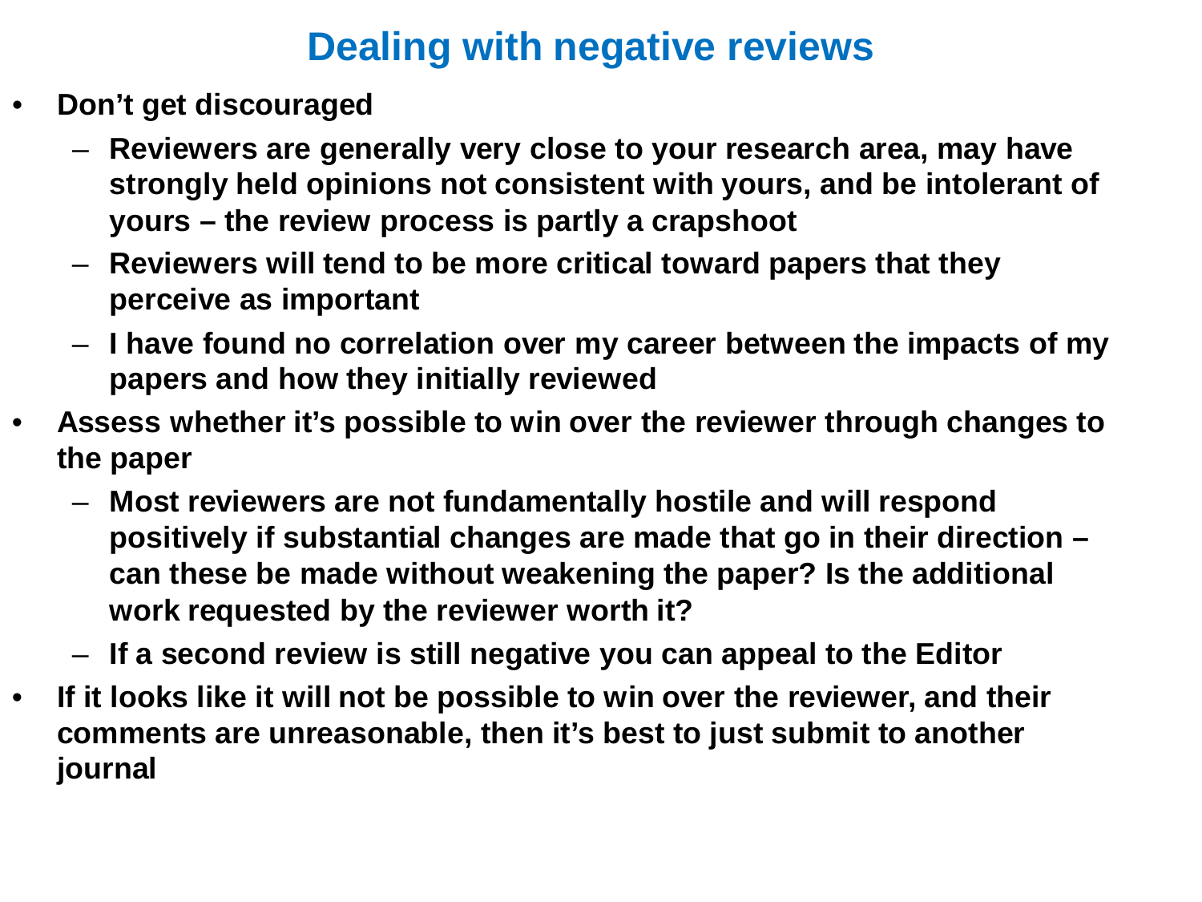# Dealing with negative reviews

- **Don't get discouraged**
  - **Reviewers are generally very close to your research area, may have strongly held opinions not consistent with yours, and be intolerant of yours – the review process is partly a crapshoot**
  - **Reviewers will tend to be more critical toward papers that they perceive as important**
  - **I have found no correlation over my career between the impacts of my papers and how they initially reviewed**
- **Assess whether it's possible to win over the reviewer through changes to the paper**
  - **Most reviewers are not fundamentally hostile and will respond positively if substantial changes are made that go in their direction – can these be made without weakening the paper? Is the additional work requested by the reviewer worth it?**
  - **If a second review is still negative you can appeal to the Editor**
- **If it looks like it will not be possible to win over the reviewer, and their comments are unreasonable, then it's best to just submit to another journal**